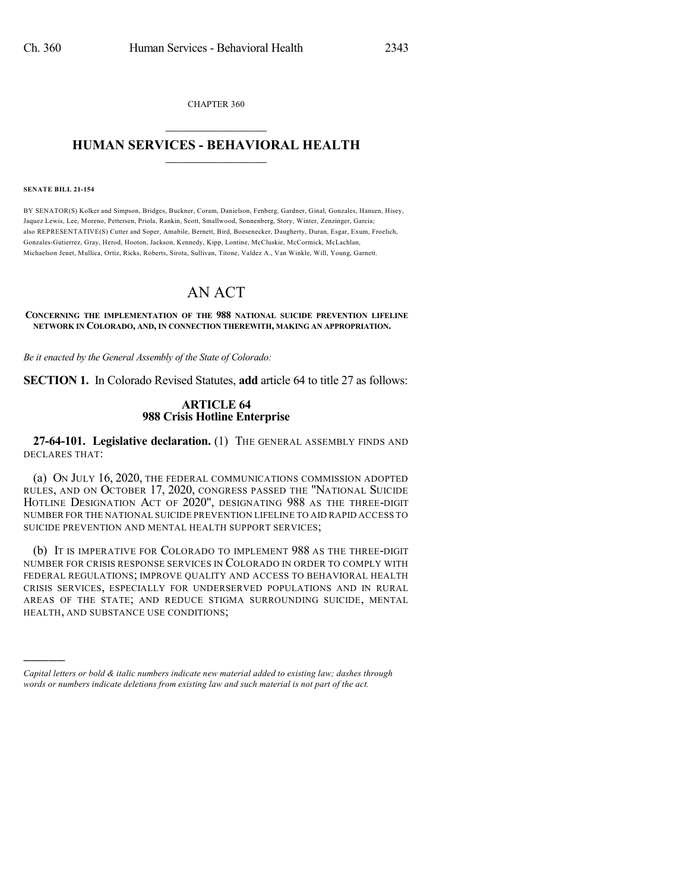CHAPTER 360

# HUMAN SERVICES - BEHAVIORAL HEALTH

**SENATE BILL 21-154**

BY SENATOR(S) Kolker and Simpson, Bridges, Buckner, Coram, Danielson, Fenberg, Gardner, Ginal, Gonzales, Hansen, Hisey, Jaquez Lewis, Lee, Moreno, Pettersen, Priola, Rankin, Scott, Smallwood, Sonnenberg, Story, Winter, Zenzinger, Garcia; also REPRESENTATIVE(S) Cutter and Soper, Amabile, Bernett, Bird, Boesenecker, Daugherty, Duran, Esgar, Exum, Froelich, Gonzales-Gutierrez, Gray, Herod, Hooton, Jackson, Kennedy, Kipp, Lontine, McCluskie, McCormick, McLachlan, Michaelson Jenet, Mullica, Ortiz, Ricks, Roberts, Sirota, Sullivan, Titone, Valdez A., Van Winkle, Will, Young, Garnett.

# AN ACT

**CONCERNING THE IMPLEMENTATION OF THE 988 NATIONAL SUICIDE PREVENTION LIFELINE NETWORK IN COLORADO, AND, IN CONNECTION THEREWITH, MAKING AN APPROPRIATION.**

*Be it enacted by the General Assembly of the State of Colorado:*

**SECTION 1.** In Colorado Revised Statutes, **add** article 64 to title 27 as follows:

## ARTICLE 64
## 988 Crisis Hotline Enterprise

**27-64-101. Legislative declaration.** (1) THE GENERAL ASSEMBLY FINDS AND DECLARES THAT:

(a) ON JULY 16, 2020, THE FEDERAL COMMUNICATIONS COMMISSION ADOPTED RULES, AND ON OCTOBER 17, 2020, CONGRESS PASSED THE "NATIONAL SUICIDE HOTLINE DESIGNATION ACT OF 2020", DESIGNATING 988 AS THE THREE-DIGIT NUMBER FOR THE NATIONAL SUICIDE PREVENTION LIFELINE TO AID RAPID ACCESS TO SUICIDE PREVENTION AND MENTAL HEALTH SUPPORT SERVICES;

(b) IT IS IMPERATIVE FOR COLORADO TO IMPLEMENT 988 AS THE THREE-DIGIT NUMBER FOR CRISIS RESPONSE SERVICES IN COLORADO IN ORDER TO COMPLY WITH FEDERAL REGULATIONS; IMPROVE QUALITY AND ACCESS TO BEHAVIORAL HEALTH CRISIS SERVICES, ESPECIALLY FOR UNDERSERVED POPULATIONS AND IN RURAL AREAS OF THE STATE; AND REDUCE STIGMA SURROUNDING SUICIDE, MENTAL HEALTH, AND SUBSTANCE USE CONDITIONS;

*Capital letters or bold & italic numbers indicate new material added to existing law; dashes through words or numbers indicate deletions from existing law and such material is not part of the act.*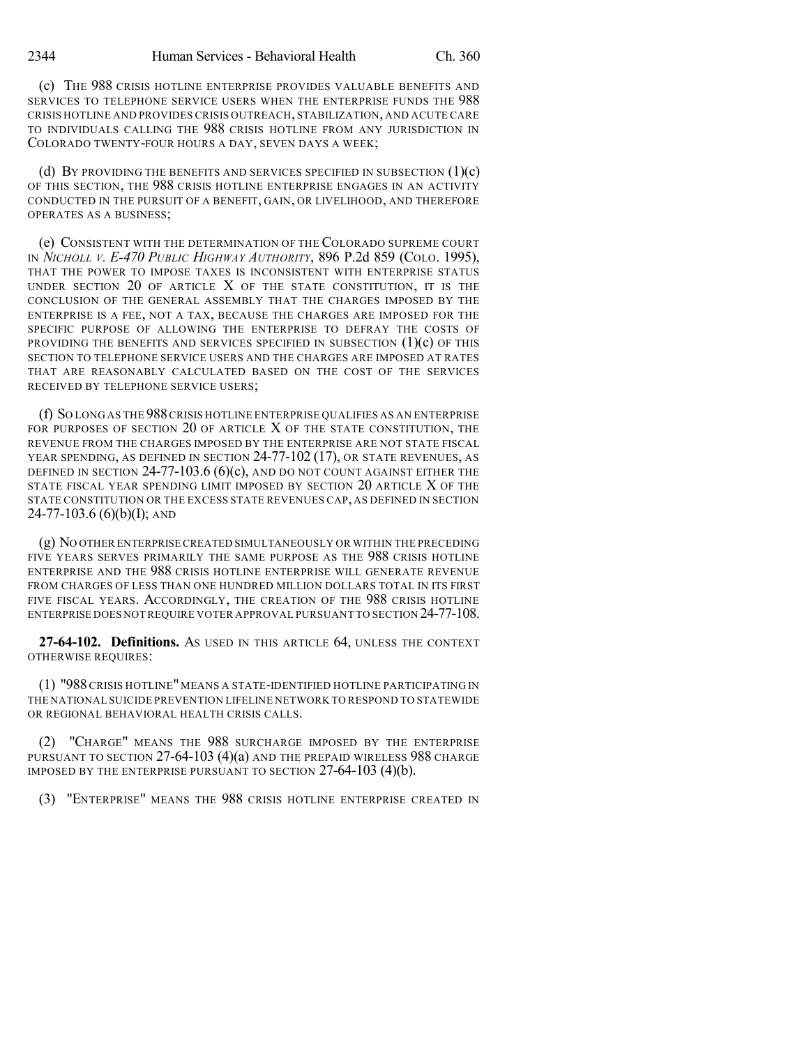(c) THE 988 CRISIS HOTLINE ENTERPRISE PROVIDES VALUABLE BENEFITS AND SERVICES TO TELEPHONE SERVICE USERS WHEN THE ENTERPRISE FUNDS THE 988 CRISIS HOTLINE AND PROVIDES CRISIS OUTREACH, STABILIZATION, AND ACUTE CARE TO INDIVIDUALS CALLING THE 988 CRISIS HOTLINE FROM ANY JURISDICTION IN COLORADO TWENTY-FOUR HOURS A DAY, SEVEN DAYS A WEEK;

(d) BY PROVIDING THE BENEFITS AND SERVICES SPECIFIED IN SUBSECTION (1)(c) OF THIS SECTION, THE 988 CRISIS HOTLINE ENTERPRISE ENGAGES IN AN ACTIVITY CONDUCTED IN THE PURSUIT OF A BENEFIT, GAIN, OR LIVELIHOOD, AND THEREFORE OPERATES AS A BUSINESS;

(e) CONSISTENT WITH THE DETERMINATION OF THE COLORADO SUPREME COURT IN *NICHOLL V. E-470 PUBLIC HIGHWAY AUTHORITY*, 896 P.2d 859 (COLO. 1995), THAT THE POWER TO IMPOSE TAXES IS INCONSISTENT WITH ENTERPRISE STATUS UNDER SECTION 20 OF ARTICLE X OF THE STATE CONSTITUTION, IT IS THE CONCLUSION OF THE GENERAL ASSEMBLY THAT THE CHARGES IMPOSED BY THE ENTERPRISE IS A FEE, NOT A TAX, BECAUSE THE CHARGES ARE IMPOSED FOR THE SPECIFIC PURPOSE OF ALLOWING THE ENTERPRISE TO DEFRAY THE COSTS OF PROVIDING THE BENEFITS AND SERVICES SPECIFIED IN SUBSECTION (1)(c) OF THIS SECTION TO TELEPHONE SERVICE USERS AND THE CHARGES ARE IMPOSED AT RATES THAT ARE REASONABLY CALCULATED BASED ON THE COST OF THE SERVICES RECEIVED BY TELEPHONE SERVICE USERS;

(f) SO LONG AS THE 988 CRISIS HOTLINE ENTERPRISE QUALIFIES AS AN ENTERPRISE FOR PURPOSES OF SECTION 20 OF ARTICLE X OF THE STATE CONSTITUTION, THE REVENUE FROM THE CHARGES IMPOSED BY THE ENTERPRISE ARE NOT STATE FISCAL YEAR SPENDING, AS DEFINED IN SECTION 24-77-102 (17), OR STATE REVENUES, AS DEFINED IN SECTION 24-77-103.6 (6)(c), AND DO NOT COUNT AGAINST EITHER THE STATE FISCAL YEAR SPENDING LIMIT IMPOSED BY SECTION 20 ARTICLE X OF THE STATE CONSTITUTION OR THE EXCESS STATE REVENUES CAP, AS DEFINED IN SECTION 24-77-103.6 (6)(b)(I); AND

(g) NO OTHER ENTERPRISE CREATED SIMULTANEOUSLY OR WITHIN THE PRECEDING FIVE YEARS SERVES PRIMARILY THE SAME PURPOSE AS THE 988 CRISIS HOTLINE ENTERPRISE AND THE 988 CRISIS HOTLINE ENTERPRISE WILL GENERATE REVENUE FROM CHARGES OF LESS THAN ONE HUNDRED MILLION DOLLARS TOTAL IN ITS FIRST FIVE FISCAL YEARS. ACCORDINGLY, THE CREATION OF THE 988 CRISIS HOTLINE ENTERPRISE DOES NOT REQUIRE VOTER APPROVAL PURSUANT TO SECTION 24-77-108.

**27-64-102. Definitions.** AS USED IN THIS ARTICLE 64, UNLESS THE CONTEXT OTHERWISE REQUIRES:

(1) "988 CRISIS HOTLINE" MEANS A STATE-IDENTIFIED HOTLINE PARTICIPATING IN THE NATIONAL SUICIDE PREVENTION LIFELINE NETWORK TO RESPOND TO STATEWIDE OR REGIONAL BEHAVIORAL HEALTH CRISIS CALLS.

(2) "CHARGE" MEANS THE 988 SURCHARGE IMPOSED BY THE ENTERPRISE PURSUANT TO SECTION 27-64-103 (4)(a) AND THE PREPAID WIRELESS 988 CHARGE IMPOSED BY THE ENTERPRISE PURSUANT TO SECTION 27-64-103 (4)(b).

(3) "ENTERPRISE" MEANS THE 988 CRISIS HOTLINE ENTERPRISE CREATED IN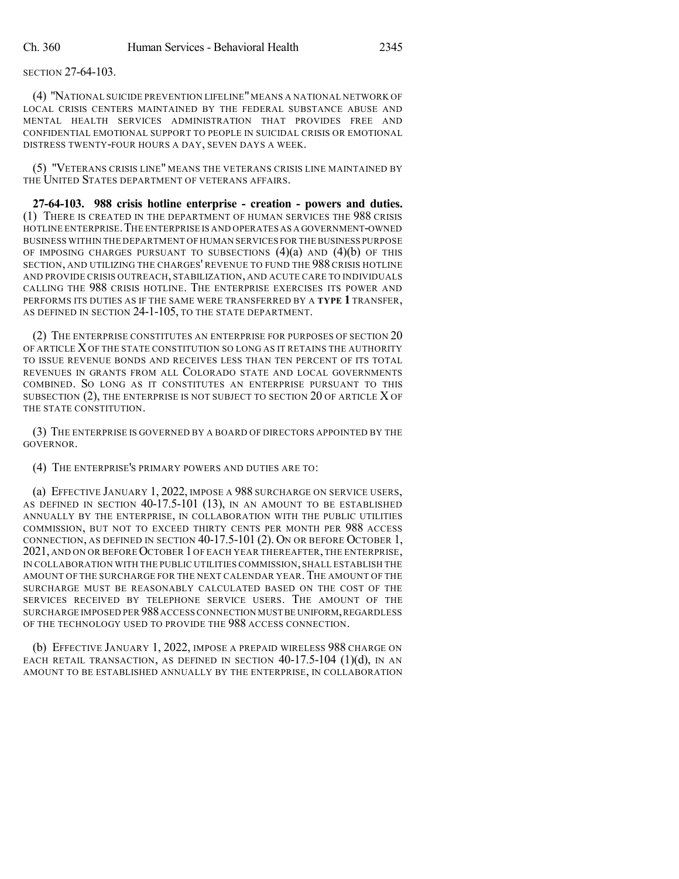SECTION 27-64-103.

(4) "NATIONAL SUICIDE PREVENTION LIFELINE" MEANS A NATIONAL NETWORK OF LOCAL CRISIS CENTERS MAINTAINED BY THE FEDERAL SUBSTANCE ABUSE AND MENTAL HEALTH SERVICES ADMINISTRATION THAT PROVIDES FREE AND CONFIDENTIAL EMOTIONAL SUPPORT TO PEOPLE IN SUICIDAL CRISIS OR EMOTIONAL DISTRESS TWENTY-FOUR HOURS A DAY, SEVEN DAYS A WEEK.

(5) "VETERANS CRISIS LINE" MEANS THE VETERANS CRISIS LINE MAINTAINED BY THE UNITED STATES DEPARTMENT OF VETERANS AFFAIRS.

**27-64-103. 988 crisis hotline enterprise - creation - powers and duties.** (1) THERE IS CREATED IN THE DEPARTMENT OF HUMAN SERVICES THE 988 CRISIS HOTLINE ENTERPRISE. THE ENTERPRISE IS AND OPERATES AS A GOVERNMENT-OWNED BUSINESS WITHIN THE DEPARTMENT OF HUMAN SERVICES FOR THE BUSINESS PURPOSE OF IMPOSING CHARGES PURSUANT TO SUBSECTIONS (4)(a) AND (4)(b) OF THIS SECTION, AND UTILIZING THE CHARGES' REVENUE TO FUND THE 988 CRISIS HOTLINE AND PROVIDE CRISIS OUTREACH, STABILIZATION, AND ACUTE CARE TO INDIVIDUALS CALLING THE 988 CRISIS HOTLINE. THE ENTERPRISE EXERCISES ITS POWER AND PERFORMS ITS DUTIES AS IF THE SAME WERE TRANSFERRED BY A **TYPE 1** TRANSFER, AS DEFINED IN SECTION 24-1-105, TO THE STATE DEPARTMENT.

(2) THE ENTERPRISE CONSTITUTES AN ENTERPRISE FOR PURPOSES OF SECTION 20 OF ARTICLE X OF THE STATE CONSTITUTION SO LONG AS IT RETAINS THE AUTHORITY TO ISSUE REVENUE BONDS AND RECEIVES LESS THAN TEN PERCENT OF ITS TOTAL REVENUES IN GRANTS FROM ALL COLORADO STATE AND LOCAL GOVERNMENTS COMBINED. SO LONG AS IT CONSTITUTES AN ENTERPRISE PURSUANT TO THIS SUBSECTION (2), THE ENTERPRISE IS NOT SUBJECT TO SECTION 20 OF ARTICLE X OF THE STATE CONSTITUTION.

(3) THE ENTERPRISE IS GOVERNED BY A BOARD OF DIRECTORS APPOINTED BY THE GOVERNOR.

(4) THE ENTERPRISE'S PRIMARY POWERS AND DUTIES ARE TO:

(a) EFFECTIVE JANUARY 1, 2022, IMPOSE A 988 SURCHARGE ON SERVICE USERS, AS DEFINED IN SECTION 40-17.5-101 (13), IN AN AMOUNT TO BE ESTABLISHED ANNUALLY BY THE ENTERPRISE, IN COLLABORATION WITH THE PUBLIC UTILITIES COMMISSION, BUT NOT TO EXCEED THIRTY CENTS PER MONTH PER 988 ACCESS CONNECTION, AS DEFINED IN SECTION 40-17.5-101 (2). ON OR BEFORE OCTOBER 1, 2021, AND ON OR BEFORE OCTOBER 1 OF EACH YEAR THEREAFTER, THE ENTERPRISE, IN COLLABORATION WITH THE PUBLIC UTILITIES COMMISSION, SHALL ESTABLISH THE AMOUNT OF THE SURCHARGE FOR THE NEXT CALENDAR YEAR. THE AMOUNT OF THE SURCHARGE MUST BE REASONABLY CALCULATED BASED ON THE COST OF THE SERVICES RECEIVED BY TELEPHONE SERVICE USERS. THE AMOUNT OF THE SURCHARGE IMPOSED PER 988 ACCESS CONNECTION MUST BE UNIFORM, REGARDLESS OF THE TECHNOLOGY USED TO PROVIDE THE 988 ACCESS CONNECTION.

(b) EFFECTIVE JANUARY 1, 2022, IMPOSE A PREPAID WIRELESS 988 CHARGE ON EACH RETAIL TRANSACTION, AS DEFINED IN SECTION 40-17.5-104 (1)(d), IN AN AMOUNT TO BE ESTABLISHED ANNUALLY BY THE ENTERPRISE, IN COLLABORATION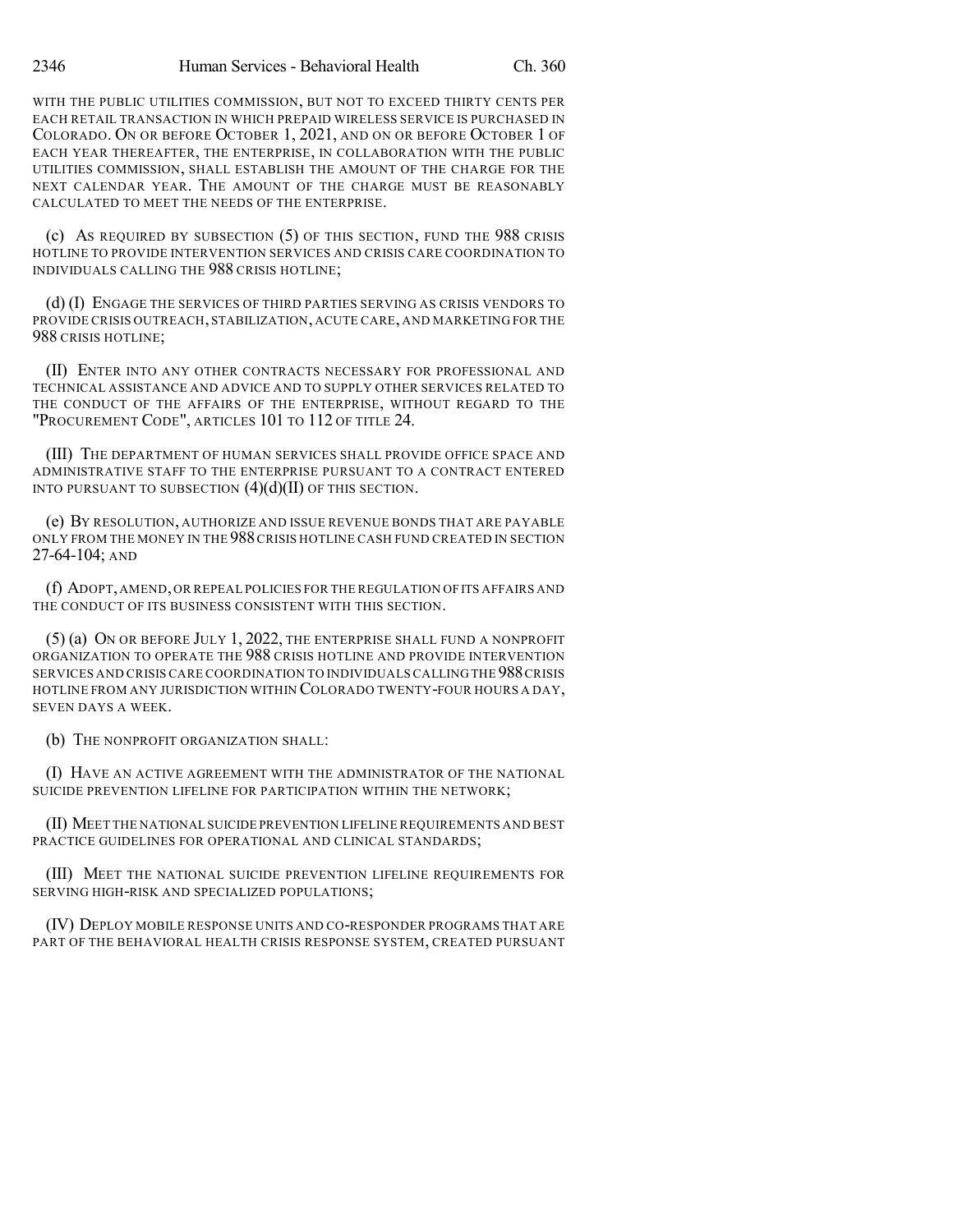WITH THE PUBLIC UTILITIES COMMISSION, BUT NOT TO EXCEED THIRTY CENTS PER EACH RETAIL TRANSACTION IN WHICH PREPAID WIRELESS SERVICE IS PURCHASED IN COLORADO. ON OR BEFORE OCTOBER 1, 2021, AND ON OR BEFORE OCTOBER 1 OF EACH YEAR THEREAFTER, THE ENTERPRISE, IN COLLABORATION WITH THE PUBLIC UTILITIES COMMISSION, SHALL ESTABLISH THE AMOUNT OF THE CHARGE FOR THE NEXT CALENDAR YEAR. THE AMOUNT OF THE CHARGE MUST BE REASONABLY CALCULATED TO MEET THE NEEDS OF THE ENTERPRISE.

(c) AS REQUIRED BY SUBSECTION (5) OF THIS SECTION, FUND THE 988 CRISIS HOTLINE TO PROVIDE INTERVENTION SERVICES AND CRISIS CARE COORDINATION TO INDIVIDUALS CALLING THE 988 CRISIS HOTLINE;

(d) (I) ENGAGE THE SERVICES OF THIRD PARTIES SERVING AS CRISIS VENDORS TO PROVIDE CRISIS OUTREACH, STABILIZATION, ACUTE CARE, AND MARKETING FOR THE 988 CRISIS HOTLINE;

(II) ENTER INTO ANY OTHER CONTRACTS NECESSARY FOR PROFESSIONAL AND TECHNICAL ASSISTANCE AND ADVICE AND TO SUPPLY OTHER SERVICES RELATED TO THE CONDUCT OF THE AFFAIRS OF THE ENTERPRISE, WITHOUT REGARD TO THE "PROCUREMENT CODE", ARTICLES 101 TO 112 OF TITLE 24.

(III) THE DEPARTMENT OF HUMAN SERVICES SHALL PROVIDE OFFICE SPACE AND ADMINISTRATIVE STAFF TO THE ENTERPRISE PURSUANT TO A CONTRACT ENTERED INTO PURSUANT TO SUBSECTION (4)(d)(II) OF THIS SECTION.

(e) BY RESOLUTION, AUTHORIZE AND ISSUE REVENUE BONDS THAT ARE PAYABLE ONLY FROM THE MONEY IN THE 988 CRISIS HOTLINE CASH FUND CREATED IN SECTION 27-64-104; AND

(f) ADOPT, AMEND, OR REPEAL POLICIES FOR THE REGULATION OF ITS AFFAIRS AND THE CONDUCT OF ITS BUSINESS CONSISTENT WITH THIS SECTION.

(5) (a) ON OR BEFORE JULY 1, 2022, THE ENTERPRISE SHALL FUND A NONPROFIT ORGANIZATION TO OPERATE THE 988 CRISIS HOTLINE AND PROVIDE INTERVENTION SERVICES AND CRISIS CARE COORDINATION TO INDIVIDUALS CALLING THE 988 CRISIS HOTLINE FROM ANY JURISDICTION WITHIN COLORADO TWENTY-FOUR HOURS A DAY, SEVEN DAYS A WEEK.

(b) THE NONPROFIT ORGANIZATION SHALL:

(I) HAVE AN ACTIVE AGREEMENT WITH THE ADMINISTRATOR OF THE NATIONAL SUICIDE PREVENTION LIFELINE FOR PARTICIPATION WITHIN THE NETWORK;

(II) MEET THE NATIONAL SUICIDE PREVENTION LIFELINE REQUIREMENTS AND BEST PRACTICE GUIDELINES FOR OPERATIONAL AND CLINICAL STANDARDS;

(III) MEET THE NATIONAL SUICIDE PREVENTION LIFELINE REQUIREMENTS FOR SERVING HIGH-RISK AND SPECIALIZED POPULATIONS;

(IV) DEPLOY MOBILE RESPONSE UNITS AND CO-RESPONDER PROGRAMS THAT ARE PART OF THE BEHAVIORAL HEALTH CRISIS RESPONSE SYSTEM, CREATED PURSUANT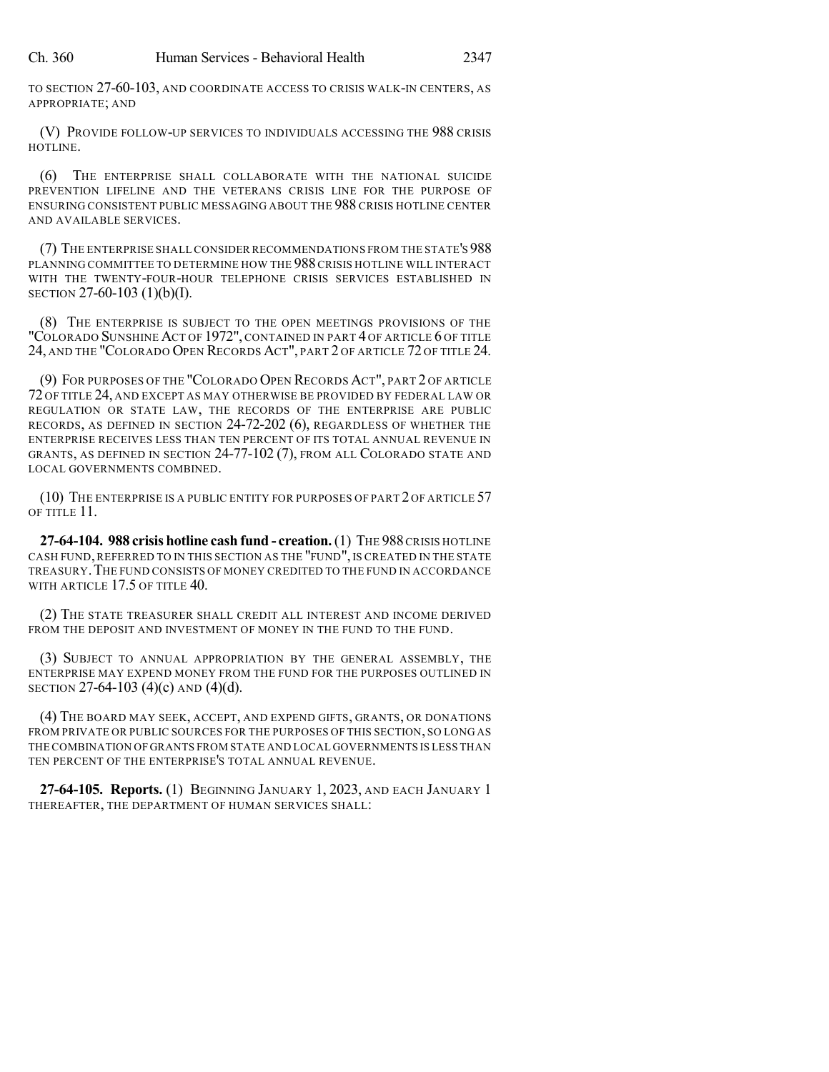TO SECTION 27-60-103, AND COORDINATE ACCESS TO CRISIS WALK-IN CENTERS, AS APPROPRIATE; AND

(V) PROVIDE FOLLOW-UP SERVICES TO INDIVIDUALS ACCESSING THE 988 CRISIS HOTLINE.

(6) THE ENTERPRISE SHALL COLLABORATE WITH THE NATIONAL SUICIDE PREVENTION LIFELINE AND THE VETERANS CRISIS LINE FOR THE PURPOSE OF ENSURING CONSISTENT PUBLIC MESSAGING ABOUT THE 988 CRISIS HOTLINE CENTER AND AVAILABLE SERVICES.

(7) THE ENTERPRISE SHALL CONSIDER RECOMMENDATIONS FROM THE STATE'S 988 PLANNING COMMITTEE TO DETERMINE HOW THE 988 CRISIS HOTLINE WILL INTERACT WITH THE TWENTY-FOUR-HOUR TELEPHONE CRISIS SERVICES ESTABLISHED IN SECTION 27-60-103 (1)(b)(I).

(8) THE ENTERPRISE IS SUBJECT TO THE OPEN MEETINGS PROVISIONS OF THE "COLORADO SUNSHINE ACT OF 1972", CONTAINED IN PART 4 OF ARTICLE 6 OF TITLE 24, AND THE "COLORADO OPEN RECORDS ACT", PART 2 OF ARTICLE 72 OF TITLE 24.

(9) FOR PURPOSES OF THE "COLORADO OPEN RECORDS ACT", PART 2 OF ARTICLE 72 OF TITLE 24, AND EXCEPT AS MAY OTHERWISE BE PROVIDED BY FEDERAL LAW OR REGULATION OR STATE LAW, THE RECORDS OF THE ENTERPRISE ARE PUBLIC RECORDS, AS DEFINED IN SECTION 24-72-202 (6), REGARDLESS OF WHETHER THE ENTERPRISE RECEIVES LESS THAN TEN PERCENT OF ITS TOTAL ANNUAL REVENUE IN GRANTS, AS DEFINED IN SECTION 24-77-102 (7), FROM ALL COLORADO STATE AND LOCAL GOVERNMENTS COMBINED.

(10) THE ENTERPRISE IS A PUBLIC ENTITY FOR PURPOSES OF PART 2 OF ARTICLE 57 OF TITLE 11.

**27-64-104. 988 crisis hotline cash fund - creation.** (1) THE 988 CRISIS HOTLINE CASH FUND, REFERRED TO IN THIS SECTION AS THE "FUND", IS CREATED IN THE STATE TREASURY. THE FUND CONSISTS OF MONEY CREDITED TO THE FUND IN ACCORDANCE WITH ARTICLE 17.5 OF TITLE 40.

(2) THE STATE TREASURER SHALL CREDIT ALL INTEREST AND INCOME DERIVED FROM THE DEPOSIT AND INVESTMENT OF MONEY IN THE FUND TO THE FUND.

(3) SUBJECT TO ANNUAL APPROPRIATION BY THE GENERAL ASSEMBLY, THE ENTERPRISE MAY EXPEND MONEY FROM THE FUND FOR THE PURPOSES OUTLINED IN SECTION 27-64-103 (4)(c) AND (4)(d).

(4) THE BOARD MAY SEEK, ACCEPT, AND EXPEND GIFTS, GRANTS, OR DONATIONS FROM PRIVATE OR PUBLIC SOURCES FOR THE PURPOSES OF THIS SECTION, SO LONG AS THE COMBINATION OF GRANTS FROM STATE AND LOCAL GOVERNMENTS IS LESS THAN TEN PERCENT OF THE ENTERPRISE'S TOTAL ANNUAL REVENUE.

**27-64-105. Reports.** (1) BEGINNING JANUARY 1, 2023, AND EACH JANUARY 1 THEREAFTER, THE DEPARTMENT OF HUMAN SERVICES SHALL: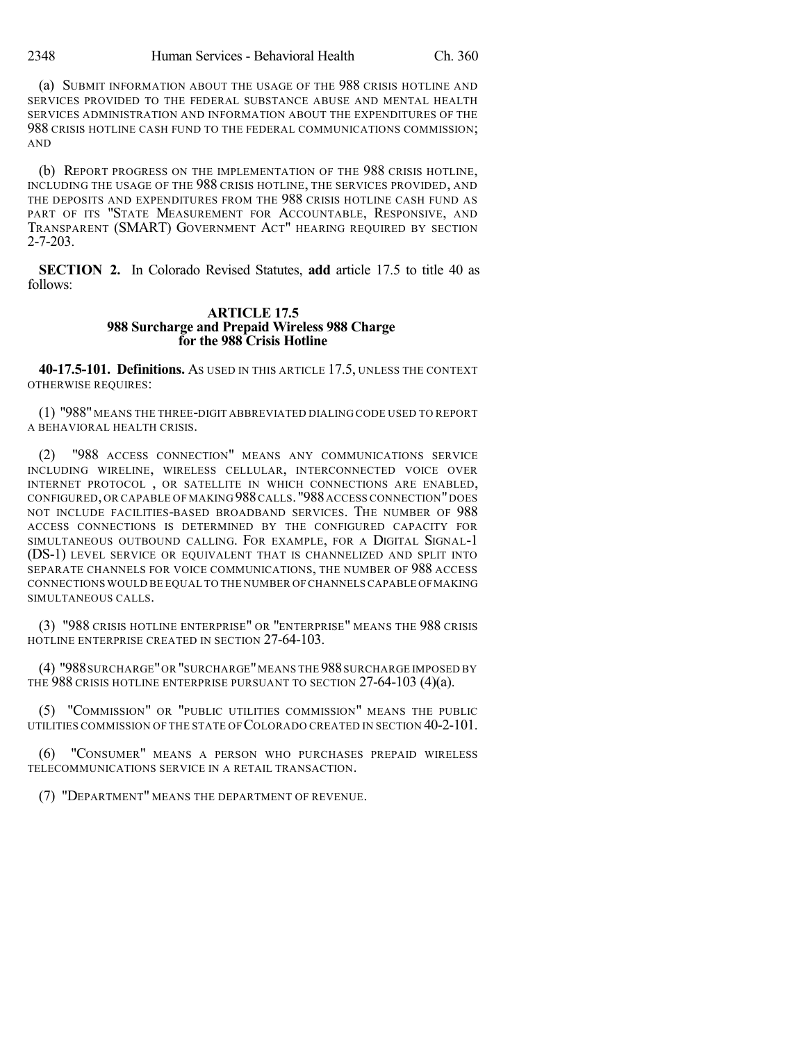(a) SUBMIT INFORMATION ABOUT THE USAGE OF THE 988 CRISIS HOTLINE AND SERVICES PROVIDED TO THE FEDERAL SUBSTANCE ABUSE AND MENTAL HEALTH SERVICES ADMINISTRATION AND INFORMATION ABOUT THE EXPENDITURES OF THE 988 CRISIS HOTLINE CASH FUND TO THE FEDERAL COMMUNICATIONS COMMISSION; AND

(b) REPORT PROGRESS ON THE IMPLEMENTATION OF THE 988 CRISIS HOTLINE, INCLUDING THE USAGE OF THE 988 CRISIS HOTLINE, THE SERVICES PROVIDED, AND THE DEPOSITS AND EXPENDITURES FROM THE 988 CRISIS HOTLINE CASH FUND AS PART OF ITS "STATE MEASUREMENT FOR ACCOUNTABLE, RESPONSIVE, AND TRANSPARENT (SMART) GOVERNMENT ACT" HEARING REQUIRED BY SECTION 2-7-203.

**SECTION 2.** In Colorado Revised Statutes, **add** article 17.5 to title 40 as follows:

**ARTICLE 17.5**
**988 Surcharge and Prepaid Wireless 988 Charge for the 988 Crisis Hotline**

**40-17.5-101. Definitions.** AS USED IN THIS ARTICLE 17.5, UNLESS THE CONTEXT OTHERWISE REQUIRES:

(1) "988" MEANS THE THREE-DIGIT ABBREVIATED DIALING CODE USED TO REPORT A BEHAVIORAL HEALTH CRISIS.

(2) "988 ACCESS CONNECTION" MEANS ANY COMMUNICATIONS SERVICE INCLUDING WIRELINE, WIRELESS CELLULAR, INTERCONNECTED VOICE OVER INTERNET PROTOCOL , OR SATELLITE IN WHICH CONNECTIONS ARE ENABLED, CONFIGURED, OR CAPABLE OF MAKING 988 CALLS. "988 ACCESS CONNECTION" DOES NOT INCLUDE FACILITIES-BASED BROADBAND SERVICES. THE NUMBER OF 988 ACCESS CONNECTIONS IS DETERMINED BY THE CONFIGURED CAPACITY FOR SIMULTANEOUS OUTBOUND CALLING. FOR EXAMPLE, FOR A DIGITAL SIGNAL-1 (DS-1) LEVEL SERVICE OR EQUIVALENT THAT IS CHANNELIZED AND SPLIT INTO SEPARATE CHANNELS FOR VOICE COMMUNICATIONS, THE NUMBER OF 988 ACCESS CONNECTIONS WOULD BE EQUAL TO THE NUMBER OF CHANNELS CAPABLE OF MAKING SIMULTANEOUS CALLS.

(3) "988 CRISIS HOTLINE ENTERPRISE" OR "ENTERPRISE" MEANS THE 988 CRISIS HOTLINE ENTERPRISE CREATED IN SECTION 27-64-103.

(4) "988 SURCHARGE" OR "SURCHARGE" MEANS THE 988 SURCHARGE IMPOSED BY THE 988 CRISIS HOTLINE ENTERPRISE PURSUANT TO SECTION 27-64-103 (4)(a).

(5) "COMMISSION" OR "PUBLIC UTILITIES COMMISSION" MEANS THE PUBLIC UTILITIES COMMISSION OF THE STATE OF COLORADO CREATED IN SECTION 40-2-101.

(6) "CONSUMER" MEANS A PERSON WHO PURCHASES PREPAID WIRELESS TELECOMMUNICATIONS SERVICE IN A RETAIL TRANSACTION.

(7) "DEPARTMENT" MEANS THE DEPARTMENT OF REVENUE.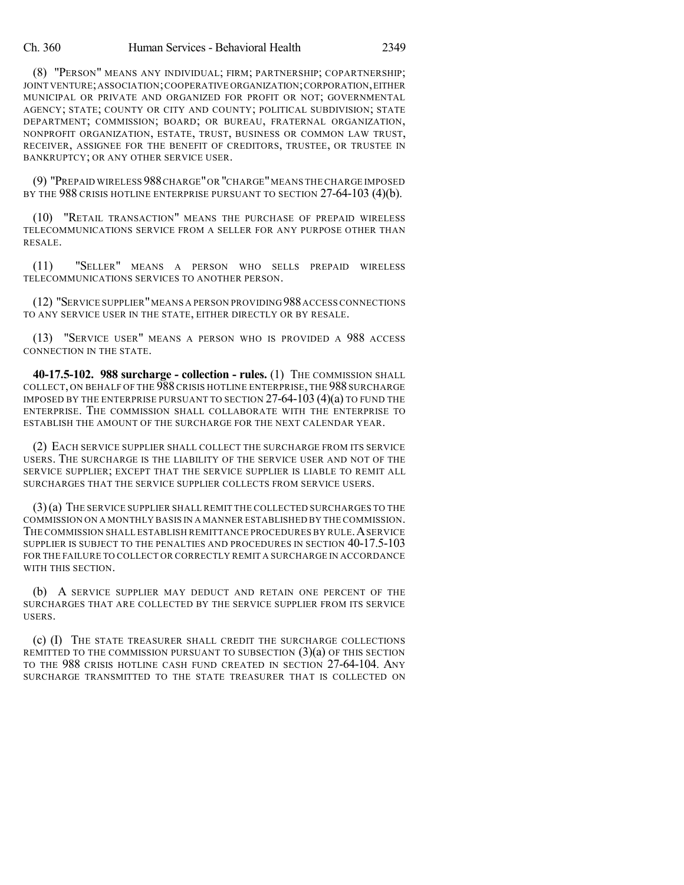(8) "PERSON" MEANS ANY INDIVIDUAL; FIRM; PARTNERSHIP; COPARTNERSHIP; JOINT VENTURE; ASSOCIATION; COOPERATIVE ORGANIZATION; CORPORATION, EITHER MUNICIPAL OR PRIVATE AND ORGANIZED FOR PROFIT OR NOT; GOVERNMENTAL AGENCY; STATE; COUNTY OR CITY AND COUNTY; POLITICAL SUBDIVISION; STATE DEPARTMENT; COMMISSION; BOARD; OR BUREAU, FRATERNAL ORGANIZATION, NONPROFIT ORGANIZATION, ESTATE, TRUST, BUSINESS OR COMMON LAW TRUST, RECEIVER, ASSIGNEE FOR THE BENEFIT OF CREDITORS, TRUSTEE, OR TRUSTEE IN BANKRUPTCY; OR ANY OTHER SERVICE USER.

(9) "PREPAID WIRELESS 988 CHARGE" OR "CHARGE" MEANS THE CHARGE IMPOSED BY THE 988 CRISIS HOTLINE ENTERPRISE PURSUANT TO SECTION 27-64-103 (4)(b).

(10) "RETAIL TRANSACTION" MEANS THE PURCHASE OF PREPAID WIRELESS TELECOMMUNICATIONS SERVICE FROM A SELLER FOR ANY PURPOSE OTHER THAN RESALE.

(11) "SELLER" MEANS A PERSON WHO SELLS PREPAID WIRELESS TELECOMMUNICATIONS SERVICES TO ANOTHER PERSON.

(12) "SERVICE SUPPLIER" MEANS A PERSON PROVIDING 988 ACCESS CONNECTIONS TO ANY SERVICE USER IN THE STATE, EITHER DIRECTLY OR BY RESALE.

(13) "SERVICE USER" MEANS A PERSON WHO IS PROVIDED A 988 ACCESS CONNECTION IN THE STATE.

**40-17.5-102. 988 surcharge - collection - rules.** (1) THE COMMISSION SHALL COLLECT, ON BEHALF OF THE 988 CRISIS HOTLINE ENTERPRISE, THE 988 SURCHARGE IMPOSED BY THE ENTERPRISE PURSUANT TO SECTION 27-64-103 (4)(a) TO FUND THE ENTERPRISE. THE COMMISSION SHALL COLLABORATE WITH THE ENTERPRISE TO ESTABLISH THE AMOUNT OF THE SURCHARGE FOR THE NEXT CALENDAR YEAR.

(2) EACH SERVICE SUPPLIER SHALL COLLECT THE SURCHARGE FROM ITS SERVICE USERS. THE SURCHARGE IS THE LIABILITY OF THE SERVICE USER AND NOT OF THE SERVICE SUPPLIER; EXCEPT THAT THE SERVICE SUPPLIER IS LIABLE TO REMIT ALL SURCHARGES THAT THE SERVICE SUPPLIER COLLECTS FROM SERVICE USERS.

(3) (a) THE SERVICE SUPPLIER SHALL REMIT THE COLLECTED SURCHARGES TO THE COMMISSION ON A MONTHLY BASIS IN A MANNER ESTABLISHED BY THE COMMISSION. THE COMMISSION SHALL ESTABLISH REMITTANCE PROCEDURES BY RULE. A SERVICE SUPPLIER IS SUBJECT TO THE PENALTIES AND PROCEDURES IN SECTION 40-17.5-103 FOR THE FAILURE TO COLLECT OR CORRECTLY REMIT A SURCHARGE IN ACCORDANCE WITH THIS SECTION.

(b) A SERVICE SUPPLIER MAY DEDUCT AND RETAIN ONE PERCENT OF THE SURCHARGES THAT ARE COLLECTED BY THE SERVICE SUPPLIER FROM ITS SERVICE USERS.

(c) (I) THE STATE TREASURER SHALL CREDIT THE SURCHARGE COLLECTIONS REMITTED TO THE COMMISSION PURSUANT TO SUBSECTION (3)(a) OF THIS SECTION TO THE 988 CRISIS HOTLINE CASH FUND CREATED IN SECTION 27-64-104. ANY SURCHARGE TRANSMITTED TO THE STATE TREASURER THAT IS COLLECTED ON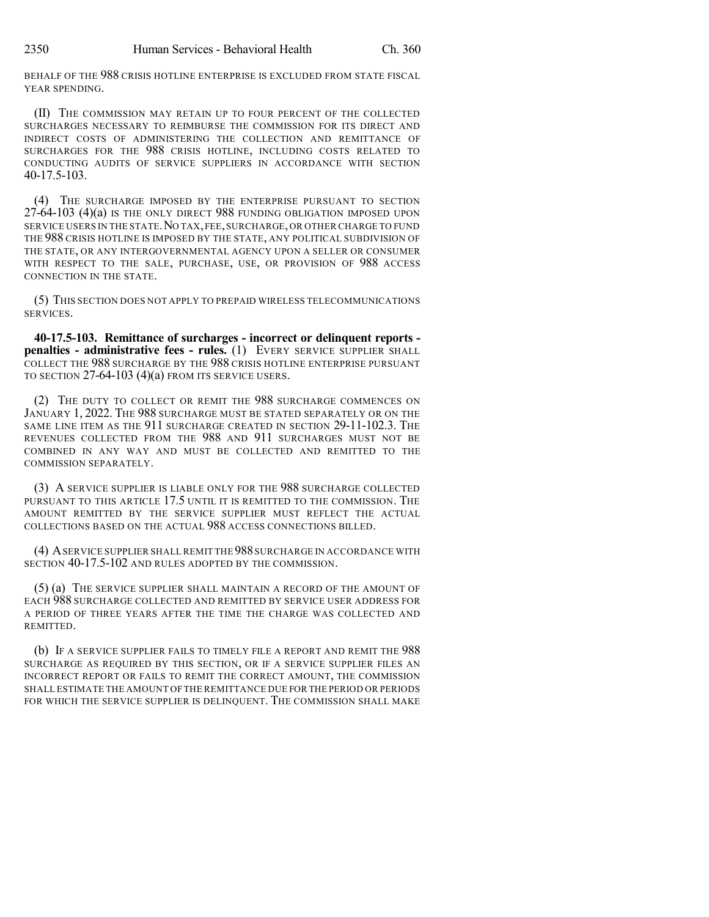BEHALF OF THE 988 CRISIS HOTLINE ENTERPRISE IS EXCLUDED FROM STATE FISCAL YEAR SPENDING.

(II) THE COMMISSION MAY RETAIN UP TO FOUR PERCENT OF THE COLLECTED SURCHARGES NECESSARY TO REIMBURSE THE COMMISSION FOR ITS DIRECT AND INDIRECT COSTS OF ADMINISTERING THE COLLECTION AND REMITTANCE OF SURCHARGES FOR THE 988 CRISIS HOTLINE, INCLUDING COSTS RELATED TO CONDUCTING AUDITS OF SERVICE SUPPLIERS IN ACCORDANCE WITH SECTION 40-17.5-103.

(4) THE SURCHARGE IMPOSED BY THE ENTERPRISE PURSUANT TO SECTION 27-64-103 (4)(a) IS THE ONLY DIRECT 988 FUNDING OBLIGATION IMPOSED UPON SERVICE USERS IN THE STATE. NO TAX, FEE, SURCHARGE, OR OTHER CHARGE TO FUND THE 988 CRISIS HOTLINE IS IMPOSED BY THE STATE, ANY POLITICAL SUBDIVISION OF THE STATE, OR ANY INTERGOVERNMENTAL AGENCY UPON A SELLER OR CONSUMER WITH RESPECT TO THE SALE, PURCHASE, USE, OR PROVISION OF 988 ACCESS CONNECTION IN THE STATE.

(5) THIS SECTION DOES NOT APPLY TO PREPAID WIRELESS TELECOMMUNICATIONS SERVICES.

**40-17.5-103. Remittance of surcharges - incorrect or delinquent reports - penalties - administrative fees - rules.** (1) EVERY SERVICE SUPPLIER SHALL COLLECT THE 988 SURCHARGE BY THE 988 CRISIS HOTLINE ENTERPRISE PURSUANT TO SECTION 27-64-103 (4)(a) FROM ITS SERVICE USERS.

(2) THE DUTY TO COLLECT OR REMIT THE 988 SURCHARGE COMMENCES ON JANUARY 1, 2022. THE 988 SURCHARGE MUST BE STATED SEPARATELY OR ON THE SAME LINE ITEM AS THE 911 SURCHARGE CREATED IN SECTION 29-11-102.3. THE REVENUES COLLECTED FROM THE 988 AND 911 SURCHARGES MUST NOT BE COMBINED IN ANY WAY AND MUST BE COLLECTED AND REMITTED TO THE COMMISSION SEPARATELY.

(3) A SERVICE SUPPLIER IS LIABLE ONLY FOR THE 988 SURCHARGE COLLECTED PURSUANT TO THIS ARTICLE 17.5 UNTIL IT IS REMITTED TO THE COMMISSION. THE AMOUNT REMITTED BY THE SERVICE SUPPLIER MUST REFLECT THE ACTUAL COLLECTIONS BASED ON THE ACTUAL 988 ACCESS CONNECTIONS BILLED.

(4) A SERVICE SUPPLIER SHALL REMIT THE 988 SURCHARGE IN ACCORDANCE WITH SECTION 40-17.5-102 AND RULES ADOPTED BY THE COMMISSION.

(5) (a) THE SERVICE SUPPLIER SHALL MAINTAIN A RECORD OF THE AMOUNT OF EACH 988 SURCHARGE COLLECTED AND REMITTED BY SERVICE USER ADDRESS FOR A PERIOD OF THREE YEARS AFTER THE TIME THE CHARGE WAS COLLECTED AND REMITTED.

(b) IF A SERVICE SUPPLIER FAILS TO TIMELY FILE A REPORT AND REMIT THE 988 SURCHARGE AS REQUIRED BY THIS SECTION, OR IF A SERVICE SUPPLIER FILES AN INCORRECT REPORT OR FAILS TO REMIT THE CORRECT AMOUNT, THE COMMISSION SHALL ESTIMATE THE AMOUNT OF THE REMITTANCE DUE FOR THE PERIOD OR PERIODS FOR WHICH THE SERVICE SUPPLIER IS DELINQUENT. THE COMMISSION SHALL MAKE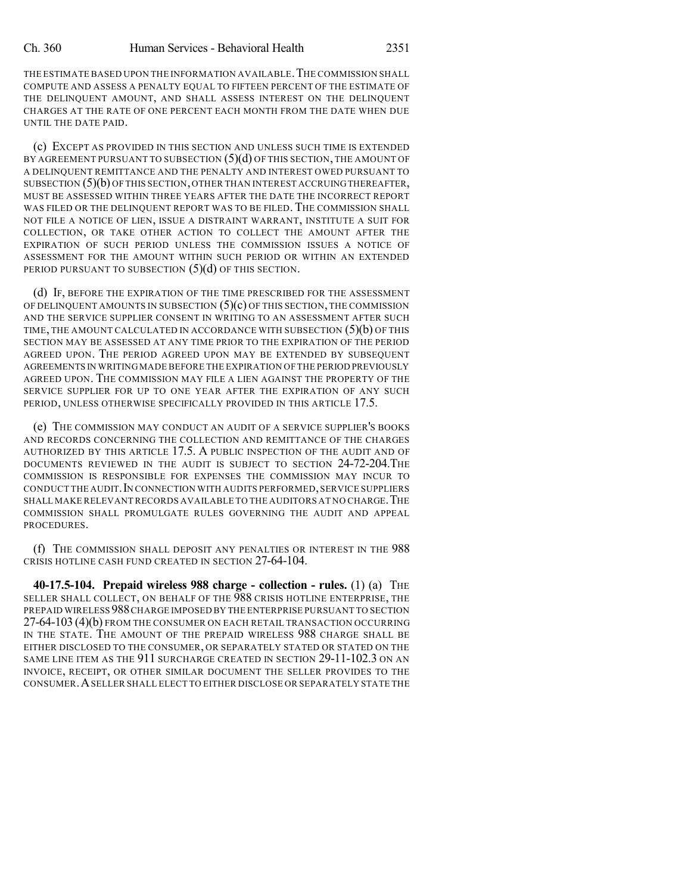THE ESTIMATE BASED UPON THE INFORMATION AVAILABLE. THE COMMISSION SHALL COMPUTE AND ASSESS A PENALTY EQUAL TO FIFTEEN PERCENT OF THE ESTIMATE OF THE DELINQUENT AMOUNT, AND SHALL ASSESS INTEREST ON THE DELINQUENT CHARGES AT THE RATE OF ONE PERCENT EACH MONTH FROM THE DATE WHEN DUE UNTIL THE DATE PAID.

(c) EXCEPT AS PROVIDED IN THIS SECTION AND UNLESS SUCH TIME IS EXTENDED BY AGREEMENT PURSUANT TO SUBSECTION (5)(d) OF THIS SECTION, THE AMOUNT OF A DELINQUENT REMITTANCE AND THE PENALTY AND INTEREST OWED PURSUANT TO SUBSECTION (5)(b) OF THIS SECTION, OTHER THAN INTEREST ACCRUING THEREAFTER, MUST BE ASSESSED WITHIN THREE YEARS AFTER THE DATE THE INCORRECT REPORT WAS FILED OR THE DELINQUENT REPORT WAS TO BE FILED. THE COMMISSION SHALL NOT FILE A NOTICE OF LIEN, ISSUE A DISTRAINT WARRANT, INSTITUTE A SUIT FOR COLLECTION, OR TAKE OTHER ACTION TO COLLECT THE AMOUNT AFTER THE EXPIRATION OF SUCH PERIOD UNLESS THE COMMISSION ISSUES A NOTICE OF ASSESSMENT FOR THE AMOUNT WITHIN SUCH PERIOD OR WITHIN AN EXTENDED PERIOD PURSUANT TO SUBSECTION (5)(d) OF THIS SECTION.

(d) IF, BEFORE THE EXPIRATION OF THE TIME PRESCRIBED FOR THE ASSESSMENT OF DELINQUENT AMOUNTS IN SUBSECTION (5)(c) OF THIS SECTION, THE COMMISSION AND THE SERVICE SUPPLIER CONSENT IN WRITING TO AN ASSESSMENT AFTER SUCH TIME, THE AMOUNT CALCULATED IN ACCORDANCE WITH SUBSECTION (5)(b) OF THIS SECTION MAY BE ASSESSED AT ANY TIME PRIOR TO THE EXPIRATION OF THE PERIOD AGREED UPON. THE PERIOD AGREED UPON MAY BE EXTENDED BY SUBSEQUENT AGREEMENTS IN WRITING MADE BEFORE THE EXPIRATION OF THE PERIOD PREVIOUSLY AGREED UPON. THE COMMISSION MAY FILE A LIEN AGAINST THE PROPERTY OF THE SERVICE SUPPLIER FOR UP TO ONE YEAR AFTER THE EXPIRATION OF ANY SUCH PERIOD, UNLESS OTHERWISE SPECIFICALLY PROVIDED IN THIS ARTICLE 17.5.

(e) THE COMMISSION MAY CONDUCT AN AUDIT OF A SERVICE SUPPLIER'S BOOKS AND RECORDS CONCERNING THE COLLECTION AND REMITTANCE OF THE CHARGES AUTHORIZED BY THIS ARTICLE 17.5. A PUBLIC INSPECTION OF THE AUDIT AND OF DOCUMENTS REVIEWED IN THE AUDIT IS SUBJECT TO SECTION 24-72-204. THE COMMISSION IS RESPONSIBLE FOR EXPENSES THE COMMISSION MAY INCUR TO CONDUCT THE AUDIT. IN CONNECTION WITH AUDITS PERFORMED, SERVICE SUPPLIERS SHALL MAKE RELEVANT RECORDS AVAILABLE TO THE AUDITORS AT NO CHARGE. THE COMMISSION SHALL PROMULGATE RULES GOVERNING THE AUDIT AND APPEAL PROCEDURES.

(f) THE COMMISSION SHALL DEPOSIT ANY PENALTIES OR INTEREST IN THE 988 CRISIS HOTLINE CASH FUND CREATED IN SECTION 27-64-104.

**40-17.5-104. Prepaid wireless 988 charge - collection - rules.** (1) (a) THE SELLER SHALL COLLECT, ON BEHALF OF THE 988 CRISIS HOTLINE ENTERPRISE, THE PREPAID WIRELESS 988 CHARGE IMPOSED BY THE ENTERPRISE PURSUANT TO SECTION 27-64-103 (4)(b) FROM THE CONSUMER ON EACH RETAIL TRANSACTION OCCURRING IN THE STATE. THE AMOUNT OF THE PREPAID WIRELESS 988 CHARGE SHALL BE EITHER DISCLOSED TO THE CONSUMER, OR SEPARATELY STATED OR STATED ON THE SAME LINE ITEM AS THE 911 SURCHARGE CREATED IN SECTION 29-11-102.3 ON AN INVOICE, RECEIPT, OR OTHER SIMILAR DOCUMENT THE SELLER PROVIDES TO THE CONSUMER. A SELLER SHALL ELECT TO EITHER DISCLOSE OR SEPARATELY STATE THE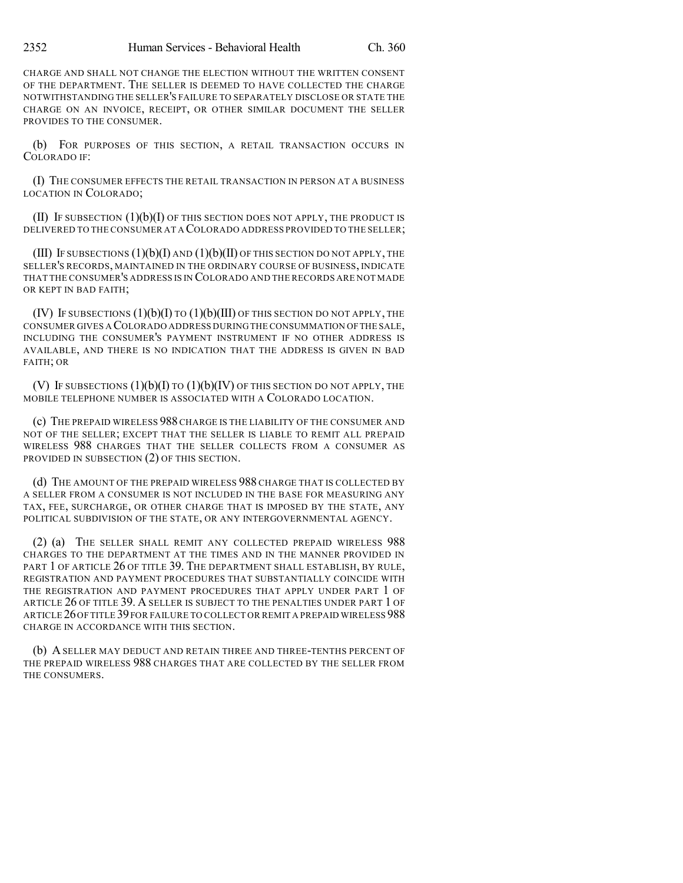CHARGE AND SHALL NOT CHANGE THE ELECTION WITHOUT THE WRITTEN CONSENT OF THE DEPARTMENT. THE SELLER IS DEEMED TO HAVE COLLECTED THE CHARGE NOTWITHSTANDING THE SELLER'S FAILURE TO SEPARATELY DISCLOSE OR STATE THE CHARGE ON AN INVOICE, RECEIPT, OR OTHER SIMILAR DOCUMENT THE SELLER PROVIDES TO THE CONSUMER.

(b) FOR PURPOSES OF THIS SECTION, A RETAIL TRANSACTION OCCURS IN COLORADO IF:

(I) THE CONSUMER EFFECTS THE RETAIL TRANSACTION IN PERSON AT A BUSINESS LOCATION IN COLORADO;

(II) IF SUBSECTION (1)(b)(I) OF THIS SECTION DOES NOT APPLY, THE PRODUCT IS DELIVERED TO THE CONSUMER AT A COLORADO ADDRESS PROVIDED TO THE SELLER;

(III) IF SUBSECTIONS (1)(b)(I) AND (1)(b)(II) OF THIS SECTION DO NOT APPLY, THE SELLER'S RECORDS, MAINTAINED IN THE ORDINARY COURSE OF BUSINESS, INDICATE THAT THE CONSUMER'S ADDRESS IS IN COLORADO AND THE RECORDS ARE NOT MADE OR KEPT IN BAD FAITH;

(IV) IF SUBSECTIONS (1)(b)(I) TO (1)(b)(III) OF THIS SECTION DO NOT APPLY, THE CONSUMER GIVES A COLORADO ADDRESS DURING THE CONSUMMATION OF THE SALE, INCLUDING THE CONSUMER'S PAYMENT INSTRUMENT IF NO OTHER ADDRESS IS AVAILABLE, AND THERE IS NO INDICATION THAT THE ADDRESS IS GIVEN IN BAD FAITH; OR

(V) IF SUBSECTIONS (1)(b)(I) TO (1)(b)(IV) OF THIS SECTION DO NOT APPLY, THE MOBILE TELEPHONE NUMBER IS ASSOCIATED WITH A COLORADO LOCATION.

(c) THE PREPAID WIRELESS 988 CHARGE IS THE LIABILITY OF THE CONSUMER AND NOT OF THE SELLER; EXCEPT THAT THE SELLER IS LIABLE TO REMIT ALL PREPAID WIRELESS 988 CHARGES THAT THE SELLER COLLECTS FROM A CONSUMER AS PROVIDED IN SUBSECTION (2) OF THIS SECTION.

(d) THE AMOUNT OF THE PREPAID WIRELESS 988 CHARGE THAT IS COLLECTED BY A SELLER FROM A CONSUMER IS NOT INCLUDED IN THE BASE FOR MEASURING ANY TAX, FEE, SURCHARGE, OR OTHER CHARGE THAT IS IMPOSED BY THE STATE, ANY POLITICAL SUBDIVISION OF THE STATE, OR ANY INTERGOVERNMENTAL AGENCY.

(2) (a) THE SELLER SHALL REMIT ANY COLLECTED PREPAID WIRELESS 988 CHARGES TO THE DEPARTMENT AT THE TIMES AND IN THE MANNER PROVIDED IN PART 1 OF ARTICLE 26 OF TITLE 39. THE DEPARTMENT SHALL ESTABLISH, BY RULE, REGISTRATION AND PAYMENT PROCEDURES THAT SUBSTANTIALLY COINCIDE WITH THE REGISTRATION AND PAYMENT PROCEDURES THAT APPLY UNDER PART 1 OF ARTICLE 26 OF TITLE 39. A SELLER IS SUBJECT TO THE PENALTIES UNDER PART 1 OF ARTICLE 26 OF TITLE 39 FOR FAILURE TO COLLECT OR REMIT A PREPAID WIRELESS 988 CHARGE IN ACCORDANCE WITH THIS SECTION.

(b) A SELLER MAY DEDUCT AND RETAIN THREE AND THREE-TENTHS PERCENT OF THE PREPAID WIRELESS 988 CHARGES THAT ARE COLLECTED BY THE SELLER FROM THE CONSUMERS.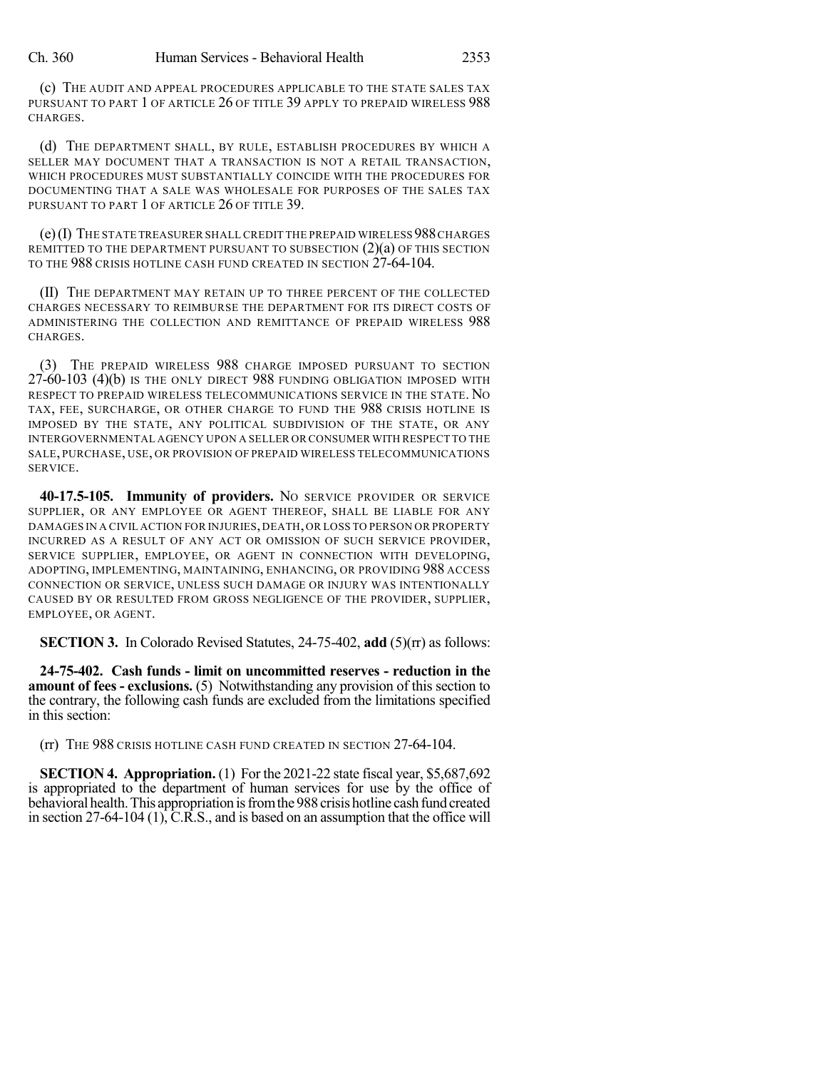(c) THE AUDIT AND APPEAL PROCEDURES APPLICABLE TO THE STATE SALES TAX PURSUANT TO PART 1 OF ARTICLE 26 OF TITLE 39 APPLY TO PREPAID WIRELESS 988 CHARGES.

(d) THE DEPARTMENT SHALL, BY RULE, ESTABLISH PROCEDURES BY WHICH A SELLER MAY DOCUMENT THAT A TRANSACTION IS NOT A RETAIL TRANSACTION, WHICH PROCEDURES MUST SUBSTANTIALLY COINCIDE WITH THE PROCEDURES FOR DOCUMENTING THAT A SALE WAS WHOLESALE FOR PURPOSES OF THE SALES TAX PURSUANT TO PART 1 OF ARTICLE 26 OF TITLE 39.

(e) (I) THE STATE TREASURER SHALL CREDIT THE PREPAID WIRELESS 988 CHARGES REMITTED TO THE DEPARTMENT PURSUANT TO SUBSECTION (2)(a) OF THIS SECTION TO THE 988 CRISIS HOTLINE CASH FUND CREATED IN SECTION 27-64-104.

(II) THE DEPARTMENT MAY RETAIN UP TO THREE PERCENT OF THE COLLECTED CHARGES NECESSARY TO REIMBURSE THE DEPARTMENT FOR ITS DIRECT COSTS OF ADMINISTERING THE COLLECTION AND REMITTANCE OF PREPAID WIRELESS 988 CHARGES.

(3) THE PREPAID WIRELESS 988 CHARGE IMPOSED PURSUANT TO SECTION 27-60-103 (4)(b) IS THE ONLY DIRECT 988 FUNDING OBLIGATION IMPOSED WITH RESPECT TO PREPAID WIRELESS TELECOMMUNICATIONS SERVICE IN THE STATE. NO TAX, FEE, SURCHARGE, OR OTHER CHARGE TO FUND THE 988 CRISIS HOTLINE IS IMPOSED BY THE STATE, ANY POLITICAL SUBDIVISION OF THE STATE, OR ANY INTERGOVERNMENTAL AGENCY UPON A SELLER OR CONSUMER WITH RESPECT TO THE SALE, PURCHASE, USE, OR PROVISION OF PREPAID WIRELESS TELECOMMUNICATIONS SERVICE.

**40-17.5-105. Immunity of providers.** NO SERVICE PROVIDER OR SERVICE SUPPLIER, OR ANY EMPLOYEE OR AGENT THEREOF, SHALL BE LIABLE FOR ANY DAMAGES IN A CIVIL ACTION FOR INJURIES, DEATH, OR LOSS TO PERSON OR PROPERTY INCURRED AS A RESULT OF ANY ACT OR OMISSION OF SUCH SERVICE PROVIDER, SERVICE SUPPLIER, EMPLOYEE, OR AGENT IN CONNECTION WITH DEVELOPING, ADOPTING, IMPLEMENTING, MAINTAINING, ENHANCING, OR PROVIDING 988 ACCESS CONNECTION OR SERVICE, UNLESS SUCH DAMAGE OR INJURY WAS INTENTIONALLY CAUSED BY OR RESULTED FROM GROSS NEGLIGENCE OF THE PROVIDER, SUPPLIER, EMPLOYEE, OR AGENT.

**SECTION 3.** In Colorado Revised Statutes, 24-75-402, **add** (5)(rr) as follows:

**24-75-402. Cash funds - limit on uncommitted reserves - reduction in the amount of fees - exclusions.** (5) Notwithstanding any provision of this section to the contrary, the following cash funds are excluded from the limitations specified in this section:

(rr) THE 988 CRISIS HOTLINE CASH FUND CREATED IN SECTION 27-64-104.

**SECTION 4. Appropriation.** (1) For the 2021-22 state fiscal year, $5,687,692 is appropriated to the department of human services for use by the office of behavioral health. This appropriation is from the 988 crisis hotline cash fund created in section 27-64-104 (1), C.R.S., and is based on an assumption that the office will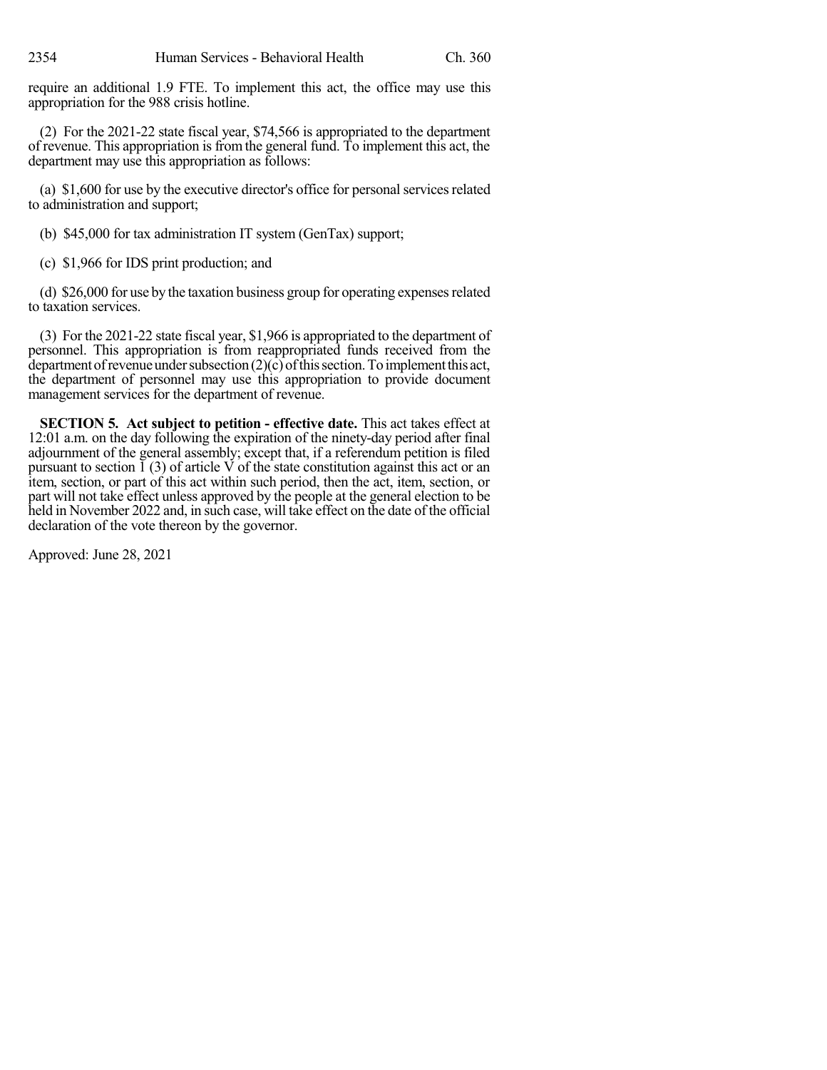require an additional 1.9 FTE. To implement this act, the office may use this appropriation for the 988 crisis hotline.

(2) For the 2021-22 state fiscal year, $74,566 is appropriated to the department of revenue. This appropriation is from the general fund. To implement this act, the department may use this appropriation as follows:

(a) $1,600 for use by the executive director's office for personal services related to administration and support;

(b) $45,000 for tax administration IT system (GenTax) support;

(c) $1,966 for IDS print production; and

(d) $26,000 for use by the taxation business group for operating expenses related to taxation services.

(3) For the 2021-22 state fiscal year, $1,966 is appropriated to the department of personnel. This appropriation is from reappropriated funds received from the department of revenue under subsection (2)(c) of this section. To implement this act, the department of personnel may use this appropriation to provide document management services for the department of revenue.

**SECTION 5. Act subject to petition - effective date.** This act takes effect at 12:01 a.m. on the day following the expiration of the ninety-day period after final adjournment of the general assembly; except that, if a referendum petition is filed pursuant to section 1 (3) of article V of the state constitution against this act or an item, section, or part of this act within such period, then the act, item, section, or part will not take effect unless approved by the people at the general election to be held in November 2022 and, in such case, will take effect on the date of the official declaration of the vote thereon by the governor.

Approved: June 28, 2021